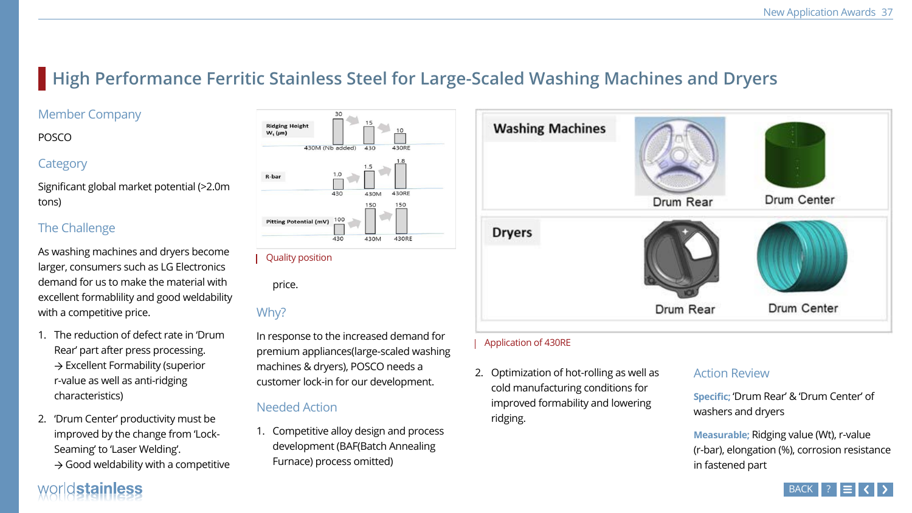# High Performance Ferritic Stainless Steel for Large-Scaled Washing Machines and Dryers

## Member Company

POSCO

## Category

Significant global market potential (>2.0m tons)

## The Challenge

As washing machines and dryers become larger, consumers such as LG Electronics demand for us to make the material with excellent formablility and good weldability with a competitive price.

1. The reduction of defect rate in 'Drum Rear' part after press processing.
   → Excellent Formability (superior r-value as well as anti-ridging characteristics)
2. 'Drum Center' productivity must be improved by the change from 'Lock-Seaming' to 'Laser Welding'.
   → Good weldability with a competitive price.

Quality position

## Why?

In response to the increased demand for premium appliances(large-scaled washing machines & dryers), POSCO needs a customer lock-in for our development.

## Needed Action

1. Competitive alloy design and process development (BAF(Batch Annealing Furnace) process omitted)
2. Optimization of hot-rolling as well as cold manufacturing conditions for improved formability and lowering ridging.

Application of 430RE

## Action Review

**Specific;** 'Drum Rear' & 'Drum Center' of washers and dryers

**Measurable;** Ridging value (Wt), r-value (r-bar), elongation (%), corrosion resistance in fastened part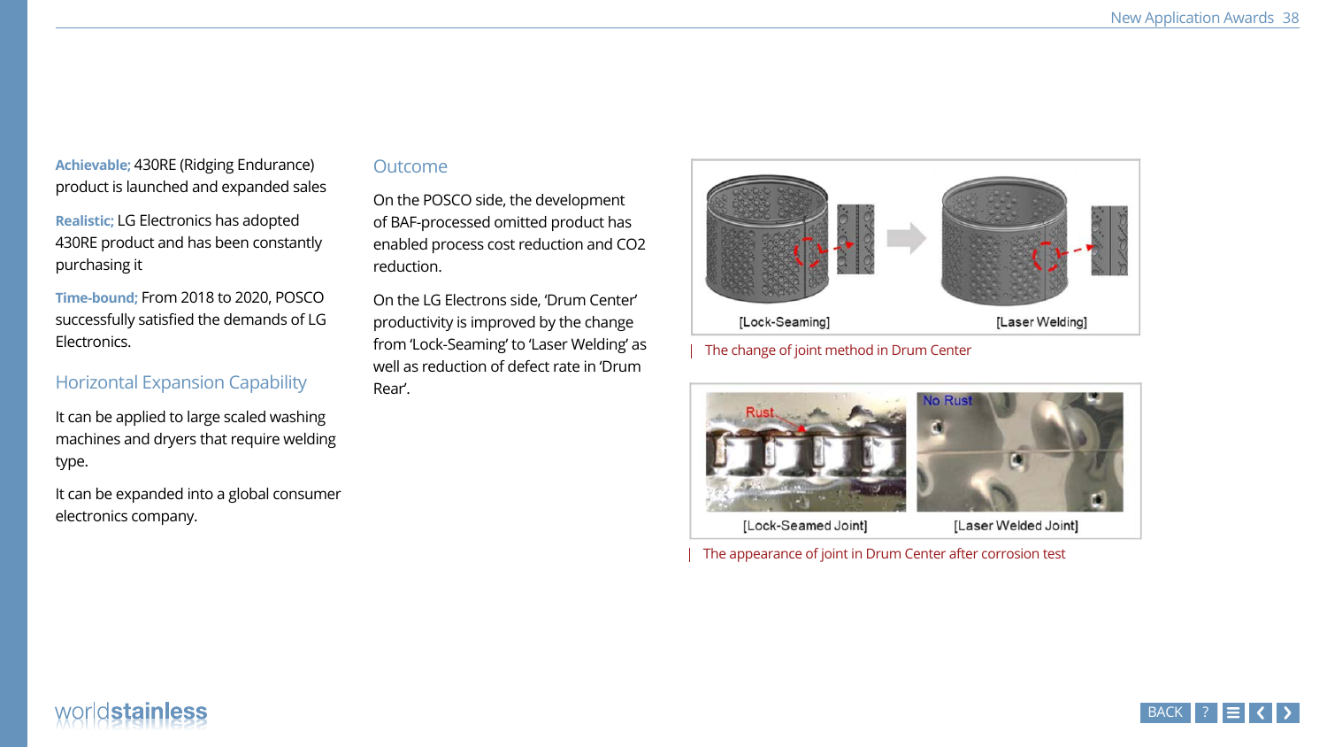**Achievable;** 430RE (Ridging Endurance) product is launched and expanded sales

**Realistic;** LG Electronics has adopted 430RE product and has been constantly purchasing it

**Time-bound;** From 2018 to 2020, POSCO successfully satisfied the demands of LG Electronics.

## Horizontal Expansion Capability

It can be applied to large scaled washing machines and dryers that require welding type.

It can be expanded into a global consumer electronics company.

## Outcome

On the POSCO side, the development of BAF-processed omitted product has enabled process cost reduction and $CO_2$ reduction.

On the LG Electrons side, 'Drum Center' productivity is improved by the change from 'Lock-Seaming' to 'Laser Welding' as well as reduction of defect rate in 'Drum Rear'.

[Lock-Seaming] [Laser Welding]

| The change of joint method in Drum Center

Rust No Rust

[Lock-Seamed Joint] [Laser Welded Joint]

| The appearance of joint in Drum Center after corrosion test